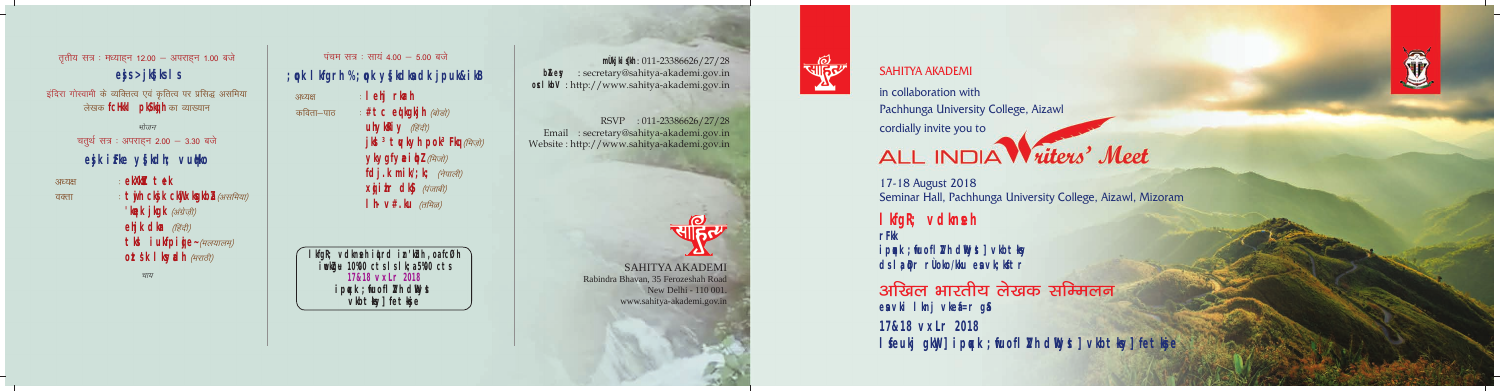तृतीय सत्र : मध्याह्न 12.00 – अपराह्न 1.00 बजे

**eSs>jkslsl**

इंदिरा गोस्वामी के व्यक्तित्व एवं कृतित्व पर प्रसिद्ध असमिया लेखक **fcHkk pkSfguh** का व्याख्यान

*भोजन*

चतुर्थ सत्र : अपराह्न 2.00 – 3.30 बजे

**eSki fFke ysfkd; vuHko**

अध्यक्ष : **eKkZ tek**

वक्ता : **tkyh ckjk ckVkc;kbZ** *(असमिया)*
**'kqek jkgk** *(अंग्रेज़ी)*
**ehjk dka** *(हिंदी)*
**tks iuufpu ijs~** *(मलयालम्)*
**ozt~ks lksyadh** *(मराठी)*

*चाय*

पंचम सत्र : सायं 4.00 – 5.00 बजे

**;qok lkfgR;%;qok ysfkdkadk jpukikB**

अध्यक्ष : **lehj rkrh**

कविता–पाठ : **#t c eqhkgkjh** *(बोडो)*
**uhy kSly** *(हिंदी)*
**jkS³tqkyh pok'Flq** *(मिज़ो)*
**yky gfyai kqZ** *(मिज़ो)*
**fdj.k mik/;k;** *(नेपाली)*
**xqjirlr dkSj** *(पंजाबी)*
**lh- v#.kk** *(तमिल)*

lkfgR; vdkneh iqtdl iznf'kZuh] ipqak; fuofl Vh dkWyst] vkbtky] fetksje

mÙkj dsfy, : 011-23386626/27/28
bZ-esy : secretary@sahitya-akademi.gov.in
osclkbV : http://www.sahitya-akademi.gov.in

RSVP : 011-23386626/27/28
Email : secretary@sahitya-akademi.gov.in
Website : http://www.sahitya-akademi.gov.in

SAHITYA AKADEMI
Rabindra Bhavan, 35 Ferozeshah Road
New Delhi - 110 001.
www.sahitya-akademi.gov.in

SAHITYA AKADEMI

in collaboration with
Pachhunga University College, Aizawl
cordially invite you to

# ALL INDIA Writers' Meet

17-18 August 2018
Seminar Hall, Pachhunga University College, Aizawl, Mizoram

**lkfgR; vdkneh**
**rFkk**
**ipqak; fuofl Vh dkWyst] vkbtky**
**dslaqä rÙoko/kku esa vkidk Lokxr**

# अखिल भारतीय लेखक सम्मिलन

**esa vki lknj vkeaf=r gSa**

**17&18 vxLr 2018**

**lsfeukj gkWy] ipqak; fuofl Vh dkWyst] vkbtky] fetksje**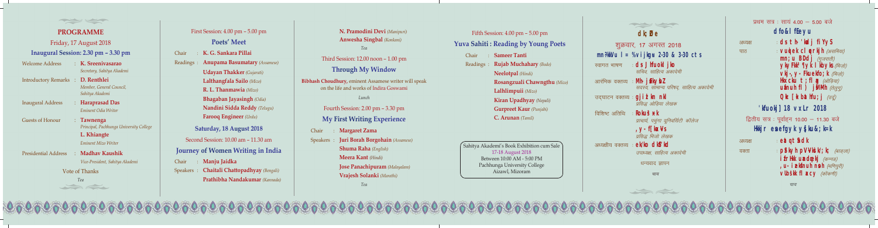## PROGRAMME

### Friday, 17 August 2018

**Inaugural Session: 2.30 pm – 3.30 pm**

Welcome Address : **K. Sreenivasarao**
*Secretary, Sahitya Akademi*

Introductory Remarks : **D. Renthlei**
*Member, General Council, Sahitya Akademi*

Inaugural Address : **Haraprasad Das**
*Eminent Odia Writer*

Guests of Honour : **Tawnenga**
*Principal, Pachhunga University College*
**L. Khiangte**
*Eminent Mizo Writer*

Presidential Address : **Madhav Kaushik**
*Vice-President, Sahitya Akademi*

Vote of Thanks

*Tea*

---

First Session: 4.00 pm – 5.00 pm

### Poets' Meet

Chair : **K. G. Sankara Pillai**

Readings : **Anupama Basumatary** *(Assamese)*
**Udayan Thakker** *(Gujarati)*
**Lalthangfala Sailo** *(Mizo)*
**R. L. Thanmawia** *(Mizo)*
**Bhagaban Jayasingh** *(Odia)*
**Nandini Sidda Reddy** *(Telugu)*
**Farooq Engineer** *(Urdu)*

### Saturday, 18 August 2018

Second Session: 10.00 am – 11.30 am

### Journey of Women Writing in India

Chair : **Manju Jaidka**

Speakers : **Chaitali Chattopadhyay** *(Bengali)*
**Prathibha Nandakumar** *(Kannada)*
**N. Pramodini Devi** *(Manipuri)*
**Anwesha Singbal** *(Konkani)*

*Tea*

Third Session: 12.00 noon – 1.00 pm

### Through My Window

**Bibhash Choudhury,** eminent Assamese writer will speak on the life and works of Indira Goswami

*Lunch*

Fourth Session: 2.00 pm – 3.30 pm

### My First Writing Experience

Chair : **Margaret Zama**

Speakers : **Juri Borah Borgohain** *(Assamese)*
**Shuma Raha** *(English)*
**Meera Kant** *(Hindi)*
**Jose Panachipuram** *(Malayalam)*
**Vrajesh Solanki** *(Marathi)*

*Tea*

Fifth Session: 4.00 pm – 5.00 pm

### Yuva Sahiti : Reading by Young Poets

Chair : **Sameer Tanti**

Readings : **Rujab Muchahary** *(Bodo)*
**Neelotpal** *(Hindi)*
**Rosangzuali Chawngthu** *(Mizo)*
**Lalhlimpuii** *(Mizo)*
**Kiran Upadhyay** *(Nepali)*
**Gurpreet Kaur** *(Punjabi)*
**C. Arunan** *(Tamil)*

Sahitya Akademi's Book Exhibition cum Sale
17-18 August 2018
Between 10:00 AM - 5:00 PM
Pachhunga University College
Aizawl, Mizoram

---

## dk;Øe

शुक्रवार, 17 अगस्त 2018

**mn~?kkVu l= % vijkg~u 2-30 & 3-30 cts**

स्वागत भाषण : **ds Jhfuokljko**
*सचिव, साहित्य अकादेमी*

आरंभिक वक्तव्य : **Mh js.Fkyh**
*सदस्य, सामान्य परिषद्, साहित्य अकादेमी*

उद्घाटन वक्तव्य : **gjizlkn nkl**
*प्रसिद्ध ओड़िया लेखक*

विशिष्ट अतिथि : **Rkousxk**
*प्राचार्य, पचुंगा यूनिवर्सिटी कॉलेज*
**,y- f[kaxVs**
*प्रसिद्ध मिज़ो लेखक*

अध्यक्षीय वक्तव्य : **ek/ko dkS'kd**
*उपाध्यक्ष, साहित्य अकादेमी*

धन्यवाद ज्ञापन

*चाय*

---

प्रथम सत्र : सायं 4.00 – 5.00 बजे

### dfo&lEesyu

अध्यक्ष : **ds th 'kadj fiYyS**

पाठ : **vuqiek clqerkjh** *(असमिया)*
**mn;u BDdj** *(गुजराती)*
**ykyFkkaxQyk lkbyks** *(मिज़ो)*
**vkj- ,y- Fkuekoh;k** *(मिज़ो)*
**Hkxocku t;flag** *(ओड़िया)*
**uanhuh fl) jsM~Mh** *(तेलुगु)*
**Qk:[k batfu;j** *(उर्दू)*

### 'kfuokj] 18 vxLr 2018

द्वितीय सत्र : पूर्वाह्न 10.00 – 11.30 बजे

### Hkkjr esa efgyk ys[ku&;k=k

अध्यक्ष : **eatw tSMdk**

वक्ता : **pSrkyh pV~Vksik/;k;** *(बाङ्ला)*
**izfrHkk uandqekj** *(कन्नड)*
**,u- izeksfnuh nsoh** *(मणिपुरी)*
**vUos'kk flaxy** *(कोंकणी)*

*चाय*